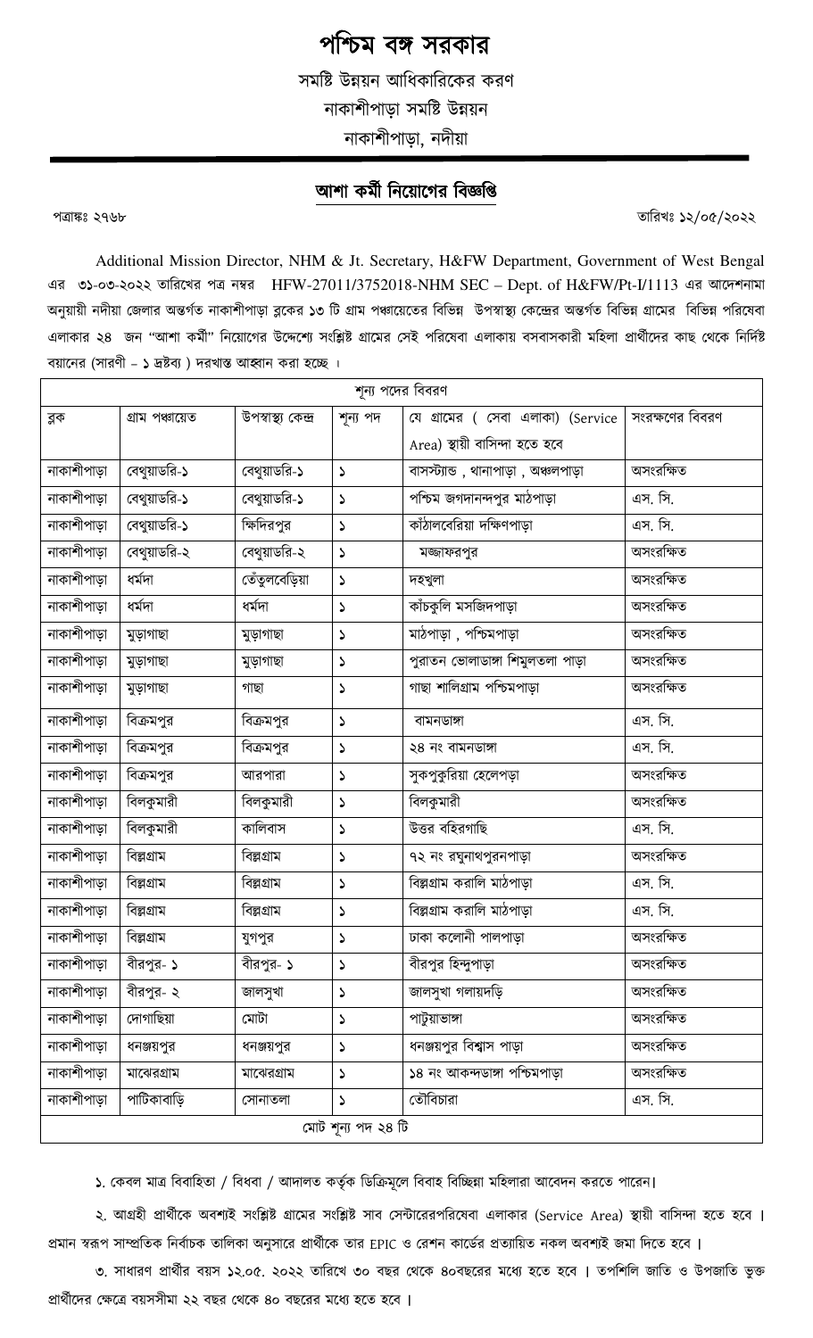# পশ্চিম বঙ্গ সরকার

সমষ্টি উন্নয়ন আধিকারিকের করণ

নাকাশীপাড়া সমষ্টি উন্নয়ন

নাকাশীপাড়া, নদীয়া

## আশা কর্মী নিয়োগের বিজ্ঞপ্তি

পত্রাঙ্কঃ ২৭৬৮

তারিখঃ ১২/০৫/২০২২

Additional Mission Director, NHM & Jt. Secretary, H&FW Department, Government of West Bengal এর ৩১-০৩-২০২২ তারিখের পত্র নম্বর HFW-27011/3752018-NHM SEC – Dept. of H&FW/Pt-I/1113 এর আদেশনামা অনুযায়ী নদীয়া জেলার অন্তর্গত নাকাশীপাড়া ব্লকের ১৩ টি গ্রাম পঞ্চায়েতের বিভিন্ন উপস্বাস্থ্য কেন্দ্রের অন্তর্গত বিভিন্ন গ্রামের বিভিন্ন পরিষেবা এলাকার ২৪ জন "আশা কর্মী" নিয়োগের উদ্দেশ্যে সংশ্লিষ্ট গ্রামের সেই পরিষেবা এলাকায় বসবাসকারী মহিলা প্রার্থীদের কাছ থেকে নির্দিষ্ট বয়ানের (সারণী – ১ দ্রষ্টব্য ) দরখাস্ত আহ্বান করা হচ্ছে ।

| শূন্য পদের বিবরণ | | | | | |
|---|---|---|---|---|---|
| ব্লক | গ্রাম পঞ্চায়েত | উপস্বাস্থ্য কেন্দ্র | শূন্য পদ | যে গ্রামের ( সেবা এলাকা) (Service Area) স্থায়ী বাসিন্দা হতে হবে | সংরক্ষণের বিবরণ |
| নাকাশীপাড়া | বেথুয়াডহরি-১ | বেথুয়াডহরি-১ | ১ | বাসস্ট্যান্ড , থানাপাড়া , অঞ্চলপাড়া | অসংরক্ষিত |
| নাকাশীপাড়া | বেথুয়াডহরি-১ | বেথুয়াডহরি-১ | ১ | পশ্চিম জগদানন্দপুর মাঠপাড়া | এস. সি. |
| নাকাশীপাড়া | বেথুয়াডহরি-১ | ক্ষিদিরপুর | ১ | কাঁঠালবেরিয়া দক্ষিণপাড়া | এস. সি. |
| নাকাশীপাড়া | বেথুয়াডহরি-২ | বেথুয়াডহরি-২ | ১ | মজ্জাফরপুর | অসংরক্ষিত |
| নাকাশীপাড়া | ধর্মদা | তেঁতুলবেড়িয়া | ১ | দহখুলা | অসংরক্ষিত |
| নাকাশীপাড়া | ধর্মদা | ধর্মদা | ১ | কাঁচকুলি মসজিদপাড়া | অসংরক্ষিত |
| নাকাশীপাড়া | মুড়াগাছা | মুড়াগাছা | ১ | মাঠপাড়া , পশ্চিমপাড়া | অসংরক্ষিত |
| নাকাশীপাড়া | মুড়াগাছা | মুড়াগাছা | ১ | পুরাতন ভোলাডাঙ্গা শিমুলতলা পাড়া | অসংরক্ষিত |
| নাকাশীপাড়া | মুড়াগাছা | গাছা | ১ | গাছা শালিগ্রাম পশ্চিমপাড়া | অসংরক্ষিত |
| নাকাশীপাড়া | বিক্রমপুর | বিক্রমপুর | ১ | বামনডাঙ্গা | এস. সি. |
| নাকাশীপাড়া | বিক্রমপুর | বিক্রমপুর | ১ | ২৪ নং বামনডাঙ্গা | এস. সি. |
| নাকাশীপাড়া | বিক্রমপুর | আরপারা | ১ | সুকপুকুরিয়া হেলেপড়া | অসংরক্ষিত |
| নাকাশীপাড়া | বিলকুমারী | বিলকুমারী | ১ | বিলকুমারী | অসংরক্ষিত |
| নাকাশীপাড়া | বিলকুমারী | কালিবাস | ১ | উত্তর বহিরগাছি | এস. সি. |
| নাকাশীপাড়া | বিল্বগ্রাম | বিল্বগ্রাম | ১ | ৭২ নং রঘুনাথপুরনপাড়া | অসংরক্ষিত |
| নাকাশীপাড়া | বিল্বগ্রাম | বিল্বগ্রাম | ১ | বিল্বগ্রাম করালি মাঠপাড়া | এস. সি. |
| নাকাশীপাড়া | বিল্বগ্রাম | বিল্বগ্রাম | ১ | বিল্বগ্রাম করালি মাঠপাড়া | এস. সি. |
| নাকাশীপাড়া | বিল্বগ্রাম | যুগপুর | ১ | ঢাকা কলোনী পালপাড়া | অসংরক্ষিত |
| নাকাশীপাড়া | বীরপুর- ১ | বীরপুর- ১ | ১ | বীরপুর হিন্দুপাড়া | অসংরক্ষিত |
| নাকাশীপাড়া | বীরপুর- ২ | জালসুখা | ১ | জালসুখা গলায়দড়ি | অসংরক্ষিত |
| নাকাশীপাড়া | দোগাছিয়া | মোটা | ১ | পাটুয়াভাঙ্গা | অসংরক্ষিত |
| নাকাশীপাড়া | ধনঞ্জয়পুর | ধনঞ্জয়পুর | ১ | ধনঞ্জয়পুর বিশ্বাস পাড়া | অসংরক্ষিত |
| নাকাশীপাড়া | মাঝেরগ্রাম | মাঝেরগ্রাম | ১ | ১৪ নং আকন্দডাঙ্গা পশ্চিমপাড়া | অসংরক্ষিত |
| নাকাশীপাড়া | পাটিকাবাড়ি | সোনাতলা | ১ | তৌবিচারা | এস. সি. |
| মোট শূন্য পদ ২৪ টি | | | | | |

১. কেবল মাত্র বিবাহিতা / বিধবা / আদালত কর্তৃক ডিক্রিমূলে বিবাহ বিচ্ছিন্না মহিলারা আবেদন করতে পারেন।

২. আগ্রহী প্রার্থীকে অবশ্যই সংশ্লিষ্ট গ্রামের সংশ্লিষ্ট সাব সেন্টারেরপরিষেবা এলাকার (Service Area) স্থায়ী বাসিন্দা হতে হবে । প্রমান স্বরূপ সাম্প্রতিক নির্বাচক তালিকা অনুসারে প্রার্থীকে তার EPIC ও রেশন কার্ডের প্রত্যায়িত নকল অবশ্যই জমা দিতে হবে ।

৩. সাধারণ প্রার্থীর বয়স ১২.০৫. ২০২২ তারিখে ৩০ বছর থেকে ৪০বছরের মধ্যে হতে হবে । তপশিলি জাতি ও উপজাতি ভুক্ত প্রার্থীদের ক্ষেত্রে বয়সসীমা ২২ বছর থেকে ৪০ বছরের মধ্যে হতে হবে ।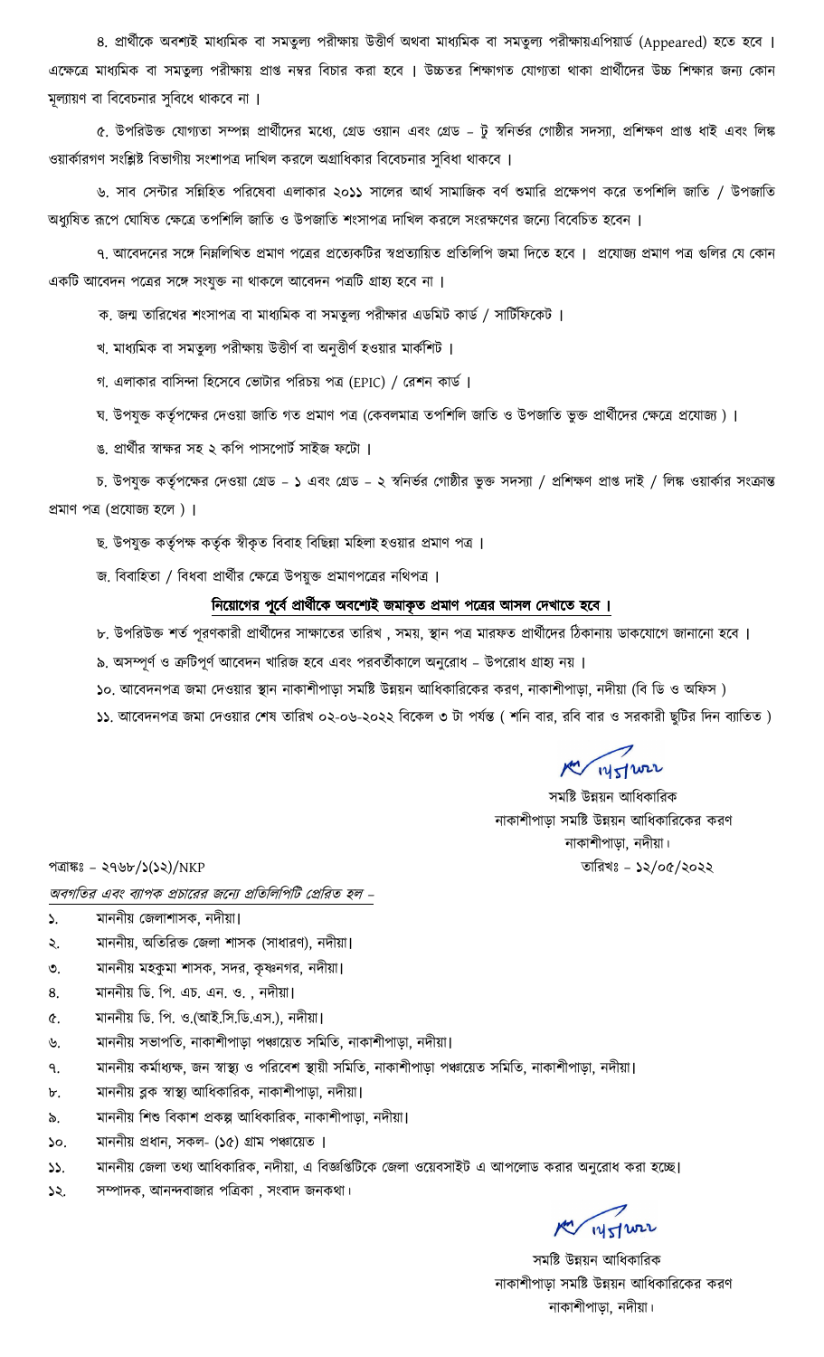৪. প্রার্থীকে অবশ্যই মাধ্যমিক বা সমতুল্য পরীক্ষায় উত্তীর্ণ অথবা মাধ্যমিক বা সমতুল্য পরীক্ষায়এপিয়ার্ড (Appeared) হতে হবে। এক্ষেত্রে মাধ্যমিক বা সমতুল্য পরীক্ষায় প্রাপ্ত নম্বর বিচার করা হবে। উচ্চতর শিক্ষাগত যোগ্যতা থাকা প্রার্থীদের উচ্চ শিক্ষার জন্য কোন মূল্যায়ণ বা বিবেচনার সুবিধে থাকবে না।

৫. উপরিউক্ত যোগ্যতা সম্পন্ন প্রার্থীদের মধ্যে, গ্রেড ওয়ান এবং গ্রেড - টু স্বনির্ভর গোষ্ঠীর সদস্যা, প্রশিক্ষণ প্রাপ্ত ধাই এবং লিঙ্ক ওয়ার্কারগণ সংশ্লিষ্ট বিভাগীয় শংসাপত্র দাখিল করলে অগ্রাধিকার বিবেচনার সুবিধা থাকবে।

৬. সাব সেন্টার সন্নিহিত পরিষেবা এলাকার ২০১১ সালের আর্থ সামাজিক বর্ণ শুমারি প্রক্ষেপণ করে তপশিলি জাতি / উপজাতি অধ্যুষিত রূপে ঘোষিত ক্ষেত্রে তপশিলি জাতি ও উপজাতি শংসাপত্র দাখিল করলে সংরক্ষণের জন্যে বিবেচিত হবেন।

৭. আবেদনের সঙ্গে নিম্নলিখিত প্রমাণ পত্রের প্রত্যেকটির স্বপ্রত্যায়িত প্রতিলিপি জমা দিতে হবে। প্রযোজ্য প্রমাণ পত্র গুলির যে কোন একটি আবেদন পত্রের সঙ্গে সংযুক্ত না থাকলে আবেদন পত্রটি গ্রাহ্য হবে না।

ক. জন্ম তারিখের শংসাপত্র বা মাধ্যমিক বা সমতুল্য পরীক্ষার এডমিট কার্ড / সার্টিফিকেট।

খ. মাধ্যমিক বা সমতুল্য পরীক্ষায় উত্তীর্ণ বা অনুত্তীর্ণ হওয়ার মার্কশিট।

গ. এলাকার বাসিন্দা হিসেবে ভোটার পরিচয় পত্র (EPIC) / রেশন কার্ড।

ঘ. উপযুক্ত কর্তৃপক্ষের দেওয়া জাতি গত প্রমাণ পত্র (কেবলমাত্র তপশিলি জাতি ও উপজাতি ভুক্ত প্রার্থীদের ক্ষেত্রে প্রযোজ্য)।

ঙ. প্রার্থীর স্বাক্ষর সহ ২ কপি পাসপোর্ট সাইজ ফটো।

চ. উপযুক্ত কর্তৃপক্ষের দেওয়া গ্রেড - ১ এবং গ্রেড - ২ স্বনির্ভর গোষ্ঠীর ভুক্ত সদস্যা / প্রশিক্ষণ প্রাপ্ত দাই / লিঙ্ক ওয়ার্কার সংক্রান্ত প্রমাণ পত্র (প্রযোজ্য হলে)।

ছ. উপযুক্ত কর্তৃপক্ষ কর্তৃক স্বীকৃত বিবাহ বিচ্ছিন্না মহিলা হওয়ার প্রমাণ পত্র।

জ. বিবাহিতা / বিধবা প্রার্থীর ক্ষেত্রে উপযুক্ত প্রমাণপত্রের নথিপত্র।

**<u>নিয়োগের পূর্বে প্রার্থীকে অবশ্যেই জমাকৃত প্রমাণ পত্রের আসল দেখাতে হবে।</u>**

৮. উপরিউক্ত শর্ত পূরণকারী প্রার্থীদের সাক্ষাতের তারিখ, সময়, স্থান পত্র মারফত প্রার্থীদের ঠিকানায় ডাকযোগে জানানো হবে।

৯. অসম্পূর্ণ ও ত্রুটিপূর্ণ আবেদন খারিজ হবে এবং পরবর্তীকালে অনুরোধ - উপরোধ গ্রাহ্য নয়।

১০. আবেদনপত্র জমা দেওয়ার স্থান নাকাশীপাড়া সমষ্টি উন্নয়ন আধিকারিকের করণ, নাকাশীপাড়া, নদীয়া (বি ডি ও অফিস)

১১. আবেদনপত্র জমা দেওয়ার শেষ তারিখ ০২-০৬-২০২২ বিকেল ৩ টা পর্যন্ত (শনি বার, রবি বার ও সরকারী ছুটির দিন ব্যাতিত)

সমষ্টি উন্নয়ন আধিকারিক
নাকাশীপাড়া সমষ্টি উন্নয়ন আধিকারিকের করণ
নাকাশীপাড়া, নদীয়া।

পত্রাঙ্কঃ - ২৭৬৮/১(১২)/NKP

তারিখঃ - ১২/০৫/২০২২

*<u>অবগতির এবং ব্যাপক প্রচারের জন্যে প্রতিলিপিটি প্রেরিত হল -</u>*

১. মাননীয় জেলাশাসক, নদীয়া।
২. মাননীয়, অতিরিক্ত জেলা শাসক (সাধারণ), নদীয়া।
৩. মাননীয় মহকুমা শাসক, সদর, কৃষ্ণনগর, নদীয়া।
৪. মাননীয় ডি. পি. এচ. এন. ও., নদীয়া।
৫. মাননীয় ডি. পি. ও.(আই.সি.ডি.এস.), নদীয়া।
৬. মাননীয় সভাপতি, নাকাশীপাড়া পঞ্চায়েত সমিতি, নাকাশীপাড়া, নদীয়া।
৭. মাননীয় কর্মাধ্যক্ষ, জন স্বাস্থ্য ও পরিবেশ স্থায়ী সমিতি, নাকাশীপাড়া পঞ্চায়েত সমিতি, নাকাশীপাড়া, নদীয়া।
৮. মাননীয় ব্লক স্বাস্থ্য আধিকারিক, নাকাশীপাড়া, নদীয়া।
৯. মাননীয় শিশু বিকাশ প্রকল্প আধিকারিক, নাকাশীপাড়া, নদীয়া।
১০. মাননীয় প্রধান, সকল- (১৫) গ্রাম পঞ্চায়েত।
১১. মাননীয় জেলা তথ্য আধিকারিক, নদীয়া, এ বিজ্ঞপ্তিটিকে জেলা ওয়েবসাইট এ আপলোড করার অনুরোধ করা হচ্ছে।
১২. সম্পাদক, আনন্দবাজার পত্রিকা, সংবাদ জনকথা।

সমষ্টি উন্নয়ন আধিকারিক
নাকাশীপাড়া সমষ্টি উন্নয়ন আধিকারিকের করণ
নাকাশীপাড়া, নদীয়া।